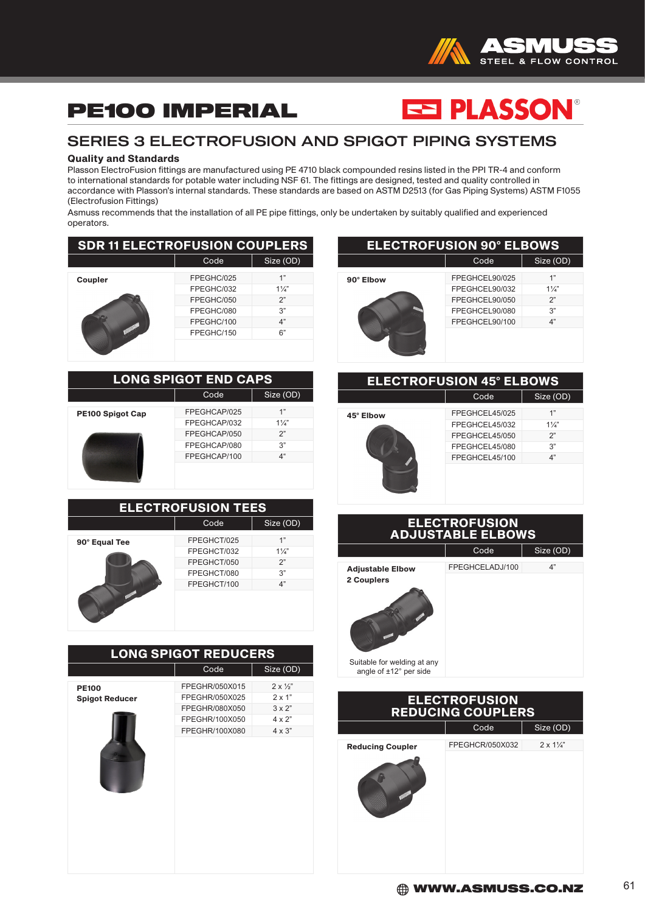# PE100 IMPERIAL

PLASSON

## SERIES 3 ELECTROFUSION AND SPIGOT PIPING SYSTEMS

### Quality and Standards

Plasson ElectroFusion fittings are manufactured using PE 4710 black compounded resins listed in the PPI TR-4 and conform to international standards for potable water including NSF 61. The fittings are designed, tested and quality controlled in accordance with Plasson's internal standards. These standards are based on ASTM D2513 (for Gas Piping Systems) ASTM F1055 (Electrofusion Fittings)

Asmuss recommends that the installation of all PE pipe fittings, only be undertaken by suitably qualified and experienced operators.

### SDR 11 ELECTROFUSION COUPLERS

| | Code | Size (OD) |
|---|---|---|
| **Coupler** | FPEGHC/025 | 1" |
| | FPEGHC/032 | 1¼" |
| | FPEGHC/050 | 2" |
| | FPEGHC/080 | 3" |
| | FPEGHC/100 | 4" |
| | FPEGHC/150 | 6" |

### LONG SPIGOT END CAPS

| | Code | Size (OD) |
|---|---|---|
| **PE100 Spigot Cap** | FPEGHCAP/025 | 1" |
| | FPEGHCAP/032 | 1¼" |
| | FPEGHCAP/050 | 2" |
| | FPEGHCAP/080 | 3" |
| | FPEGHCAP/100 | 4" |

### ELECTROFUSION TEES

| | Code | Size (OD) |
|---|---|---|
| **90° Equal Tee** | FPEGHCT/025 | 1" |
| | FPEGHCT/032 | 1¼" |
| | FPEGHCT/050 | 2" |
| | FPEGHCT/080 | 3" |
| | FPEGHCT/100 | 4" |

### LONG SPIGOT REDUCERS

| | Code | Size (OD) |
|---|---|---|
| **PE100 Spigot Reducer** | FPEGHR/050X015 | 2 x ½" |
| | FPEGHR/050X025 | 2 x 1" |
| | FPEGHR/080X050 | 3 x 2" |
| | FPEGHR/100X050 | 4 x 2" |
| | FPEGHR/100X080 | 4 x 3" |

### ELECTROFUSION 90° ELBOWS

| | Code | Size (OD) |
|---|---|---|
| **90° Elbow** | FPEGHCEL90/025 | 1" |
| | FPEGHCEL90/032 | 1¼" |
| | FPEGHCEL90/050 | 2" |
| | FPEGHCEL90/080 | 3" |
| | FPEGHCEL90/100 | 4" |

### ELECTROFUSION 45° ELBOWS

| | Code | Size (OD) |
|---|---|---|
| **45° Elbow** | FPEGHCEL45/025 | 1" |
| | FPEGHCEL45/032 | 1¼" |
| | FPEGHCEL45/050 | 2" |
| | FPEGHCEL45/080 | 3" |
| | FPEGHCEL45/100 | 4" |

### ELECTROFUSION ADJUSTABLE ELBOWS

| | Code | Size (OD) |
|---|---|---|
| **Adjustable Elbow 2 Couplers** | FPEGHCELADJ/100 | 4" |

Suitable for welding at any angle of ±12° per side

### ELECTROFUSION REDUCING COUPLERS

| | Code | Size (OD) |
|---|---|---|
| **Reducing Coupler** | FPEGHCR/050X032 | 2 x 1¼" |

WWW.ASMUSS.CO.NZ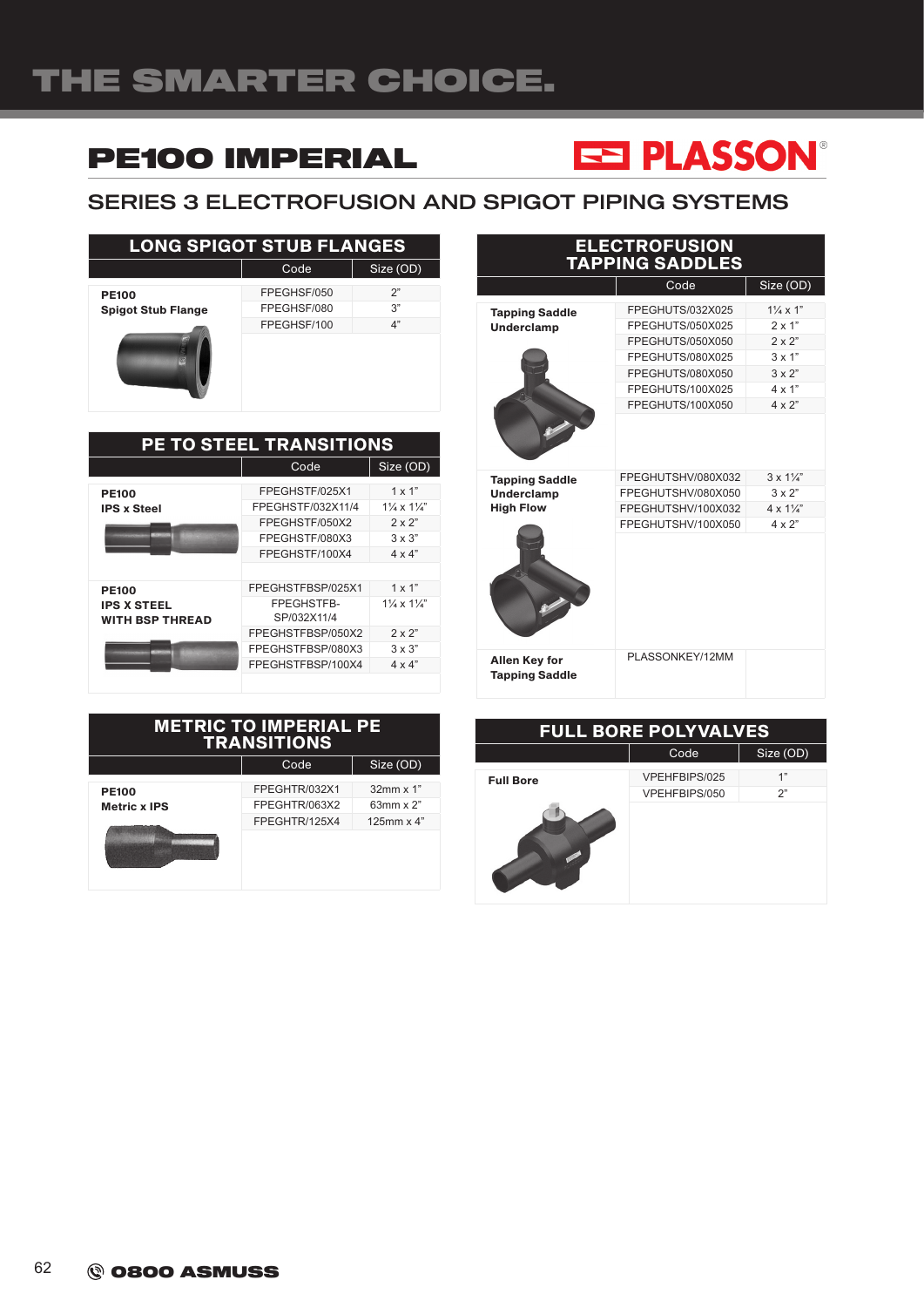THE SMARTER CHOICE.

# PE100 IMPERIAL

PLASSON®

## SERIES 3 ELECTROFUSION AND SPIGOT PIPING SYSTEMS

### LONG SPIGOT STUB FLANGES

| | Code | Size (OD) |
|---|---|---|
| **PE100 Spigot Stub Flange** | FPEGHSF/050 | 2" |
| | FPEGHSF/080 | 3" |
| | FPEGHSF/100 | 4" |

### PE TO STEEL TRANSITIONS

| | Code | Size (OD) |
|---|---|---|
| **PE100 IPS x Steel** | FPEGHSTF/025X1 | 1 x 1" |
| | FPEGHSTF/032X11/4 | 1¼ x 1¼" |
| | FPEGHSTF/050X2 | 2 x 2" |
| | FPEGHSTF/080X3 | 3 x 3" |
| | FPEGHSTF/100X4 | 4 x 4" |
| **PE100 IPS X STEEL WITH BSP THREAD** | FPEGHSTFBSP/025X1 | 1 x 1" |
| | FPEGHSTFB-SP/032X11/4 | 1¼ x 1¼" |
| | FPEGHSTFBSP/050X2 | 2 x 2" |
| | FPEGHSTFBSP/080X3 | 3 x 3" |
| | FPEGHSTFBSP/100X4 | 4 x 4" |

### METRIC TO IMPERIAL PE TRANSITIONS

| | Code | Size (OD) |
|---|---|---|
| **PE100 Metric x IPS** | FPEGHTR/032X1 | 32mm x 1" |
| | FPEGHTR/063X2 | 63mm x 2" |
| | FPEGHTR/125X4 | 125mm x 4" |

### ELECTROFUSION TAPPING SADDLES

| | Code | Size (OD) |
|---|---|---|
| **Tapping Saddle Underclamp** | FPEGHUTS/032X025 | 1¼ x 1" |
| | FPEGHUTS/050X025 | 2 x 1" |
| | FPEGHUTS/050X050 | 2 x 2" |
| | FPEGHUTS/080X025 | 3 x 1" |
| | FPEGHUTS/080X050 | 3 x 2" |
| | FPEGHUTS/100X025 | 4 x 1" |
| | FPEGHUTS/100X050 | 4 x 2" |
| **Tapping Saddle Underclamp High Flow** | FPEGHUTSHV/080X032 | 3 x 1¼" |
| | FPEGHUTSHV/080X050 | 3 x 2" |
| | FPEGHUTSHV/100X032 | 4 x 1¼" |
| | FPEGHUTSHV/100X050 | 4 x 2" |
| **Allen Key for Tapping Saddle** | PLASSONKEY/12MM | |

### FULL BORE POLYVALVES

| | Code | Size (OD) |
|---|---|---|
| **Full Bore** | VPEHFBIPS/025 | 1" |
| | VPEHFBIPS/050 | 2" |

0800 ASMUSS